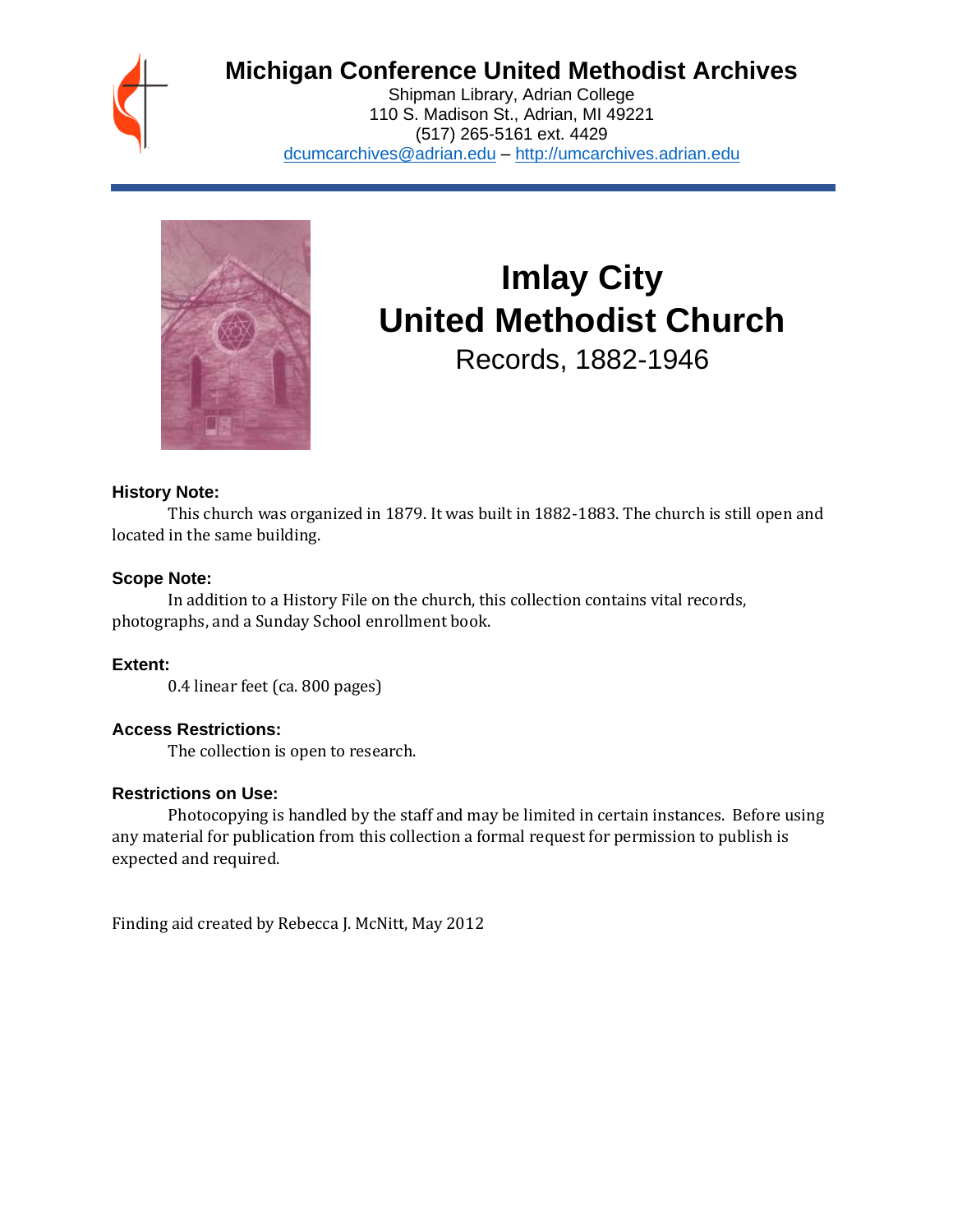# Michigan Conference United Methodist Archives

Shipman Library, Adrian College
110 S. Madison St., Adrian, MI 49221
(517) 265-5161 ext. 4429
dcumcarchives@adrian.edu – http://umcarchives.adrian.edu

# Imlay City United Methodist Church

## Records, 1882-1946

### History Note:

This church was organized in 1879. It was built in 1882-1883. The church is still open and located in the same building.

### Scope Note:

In addition to a History File on the church, this collection contains vital records, photographs, and a Sunday School enrollment book.

### Extent:

0.4 linear feet (ca. 800 pages)

### Access Restrictions:

The collection is open to research.

### Restrictions on Use:

Photocopying is handled by the staff and may be limited in certain instances. Before using any material for publication from this collection a formal request for permission to publish is expected and required.

Finding aid created by Rebecca J. McNitt, May 2012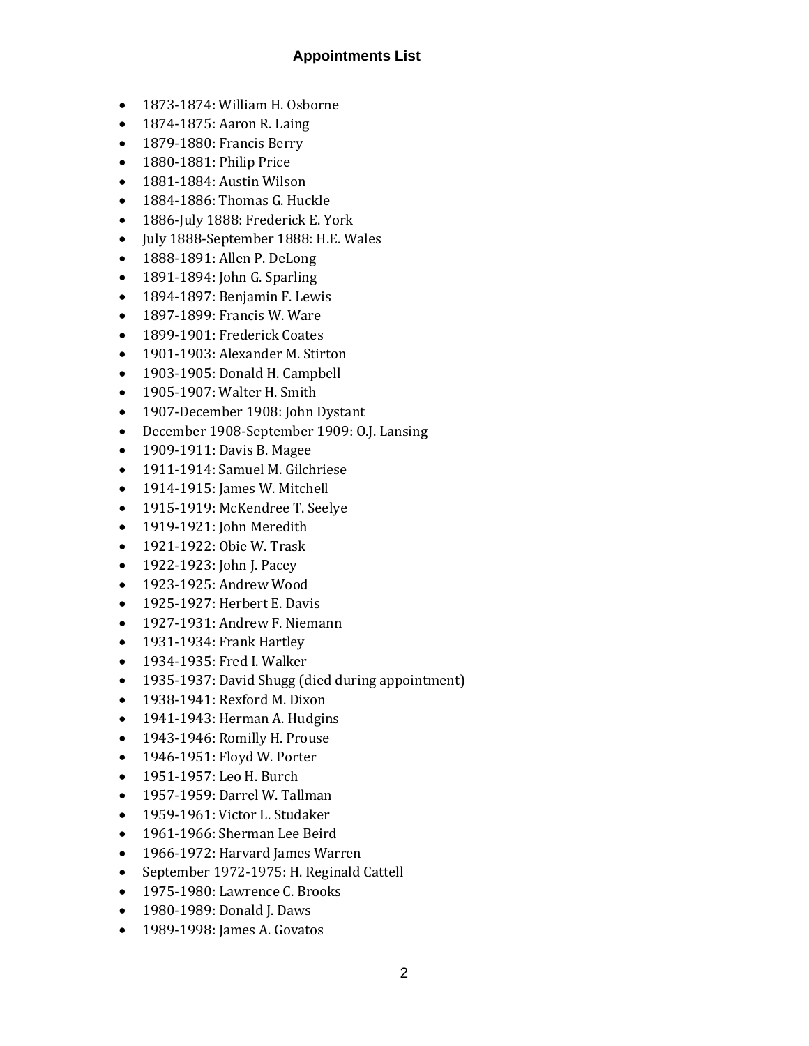## Appointments List

- 1873-1874: William H. Osborne
- 1874-1875: Aaron R. Laing
- 1879-1880: Francis Berry
- 1880-1881: Philip Price
- 1881-1884: Austin Wilson
- 1884-1886: Thomas G. Huckle
- 1886-July 1888: Frederick E. York
- July 1888-September 1888: H.E. Wales
- 1888-1891: Allen P. DeLong
- 1891-1894: John G. Sparling
- 1894-1897: Benjamin F. Lewis
- 1897-1899: Francis W. Ware
- 1899-1901: Frederick Coates
- 1901-1903: Alexander M. Stirton
- 1903-1905: Donald H. Campbell
- 1905-1907: Walter H. Smith
- 1907-December 1908: John Dystant
- December 1908-September 1909: O.J. Lansing
- 1909-1911: Davis B. Magee
- 1911-1914: Samuel M. Gilchriese
- 1914-1915: James W. Mitchell
- 1915-1919: McKendree T. Seelye
- 1919-1921: John Meredith
- 1921-1922: Obie W. Trask
- 1922-1923: John J. Pacey
- 1923-1925: Andrew Wood
- 1925-1927: Herbert E. Davis
- 1927-1931: Andrew F. Niemann
- 1931-1934: Frank Hartley
- 1934-1935: Fred I. Walker
- 1935-1937: David Shugg (died during appointment)
- 1938-1941: Rexford M. Dixon
- 1941-1943: Herman A. Hudgins
- 1943-1946: Romilly H. Prouse
- 1946-1951: Floyd W. Porter
- 1951-1957: Leo H. Burch
- 1957-1959: Darrel W. Tallman
- 1959-1961: Victor L. Studaker
- 1961-1966: Sherman Lee Beird
- 1966-1972: Harvard James Warren
- September 1972-1975: H. Reginald Cattell
- 1975-1980: Lawrence C. Brooks
- 1980-1989: Donald J. Daws
- 1989-1998: James A. Govatos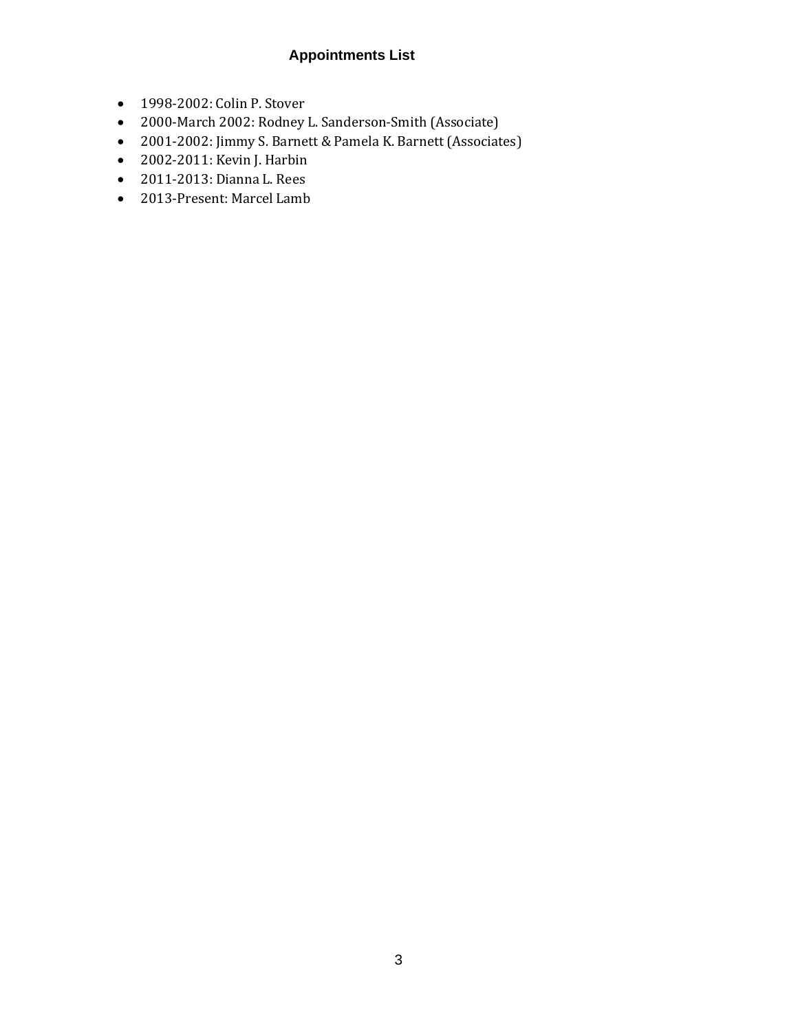## Appointments List

- 1998-2002: Colin P. Stover
- 2000-March 2002: Rodney L. Sanderson-Smith (Associate)
- 2001-2002: Jimmy S. Barnett & Pamela K. Barnett (Associates)
- 2002-2011: Kevin J. Harbin
- 2011-2013: Dianna L. Rees
- 2013-Present: Marcel Lamb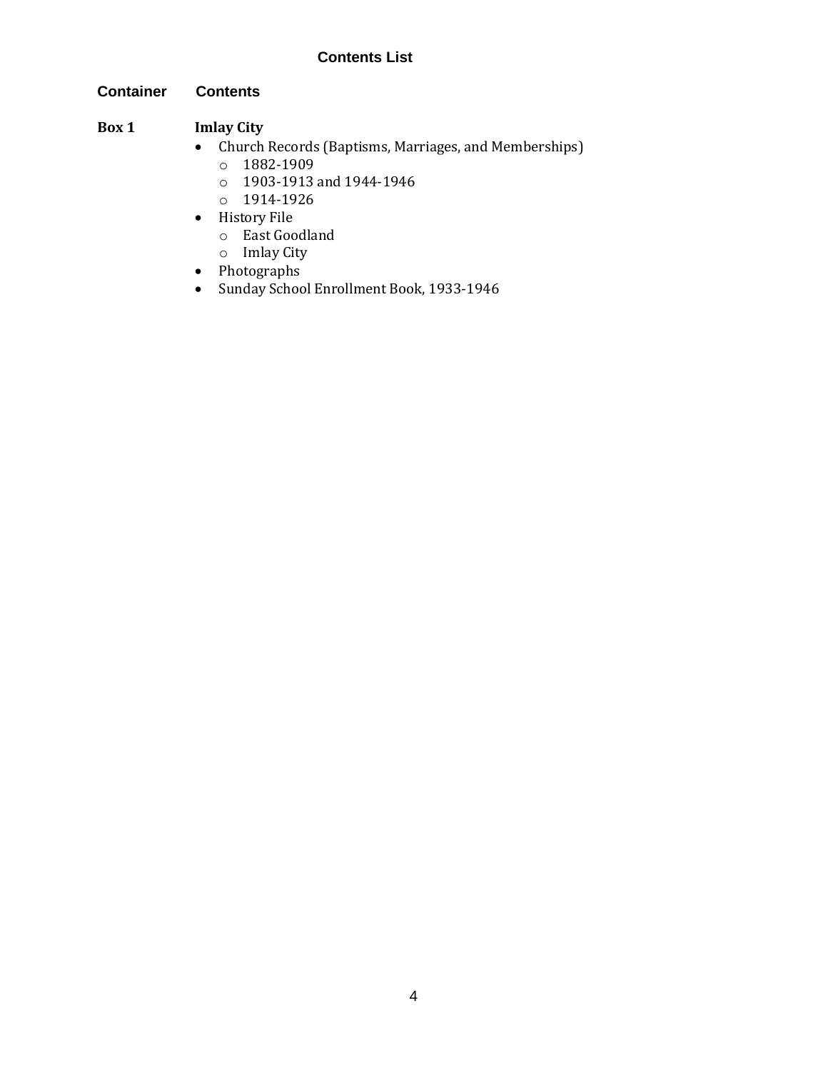## Contents List

| Container | Contents |
| --- | --- |
| **Box 1** | **Imlay City** |

- Church Records (Baptisms, Marriages, and Memberships)
    - 1882-1909
    - 1903-1913 and 1944-1946
    - 1914-1926
- History File
    - East Goodland
    - Imlay City
- Photographs
- Sunday School Enrollment Book, 1933-1946